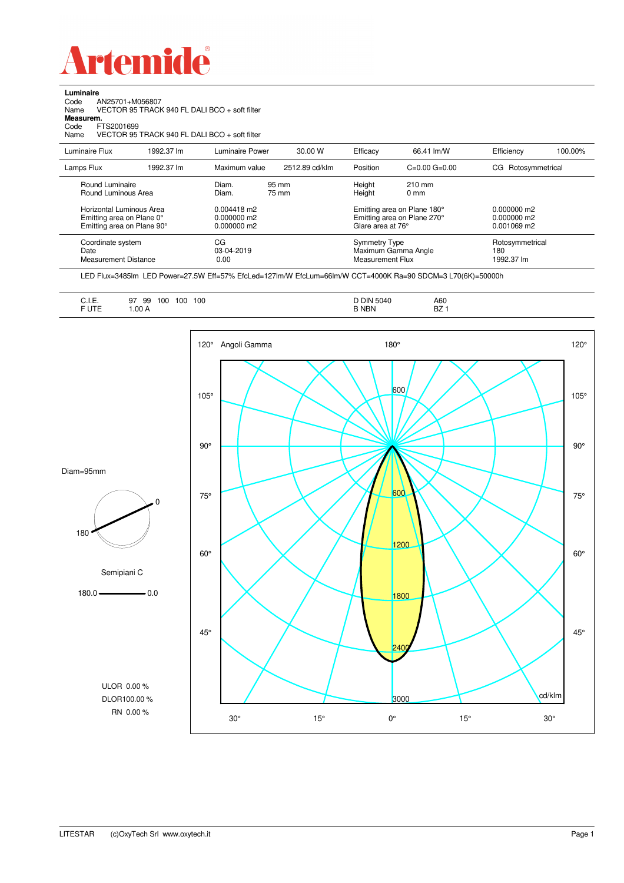# Artemide

**Luminaire**

Code AN25701+M056807

Name VECTOR 95 TRACK 940 FL DALI BCO + soft filter

**Measurem.**

Code FTS2001699

Name VECTOR 95 TRACK 940 FL DALI BCO + soft filter

| Luminaire Flux | 1992.37 lm | Luminaire Power | 30.00 W | Efficacy | 66.41 lm/W | Efficiency | 100.00% |
|---|---|---|---|---|---|---|---|
| Lamps Flux | 1992.37 lm | Maximum value | 2512.89 cd/klm | Position | C=0.00 G=0.00 | CG Rotosymmetrical | |

| | | | |
|---|---|---|---|
| Round Luminaire | Diam. 95 mm | Height 210 mm | |
| Round Luminous Area | Diam. 75 mm | Height 0 mm | |
| Horizontal Luminous Area | 0.004418 m2 | Emitting area on Plane 180° | 0.000000 m2 |
| Emitting area on Plane 0° | 0.000000 m2 | Emitting area on Plane 270° | 0.000000 m2 |
| Emitting area on Plane 90° | 0.000000 m2 | Glare area at 76° | 0.001069 m2 |
| Coordinate system | CG | Symmetry Type | Rotosymmetrical |
| Date | 03-04-2019 | Maximum Gamma Angle | 180 |
| Measurement Distance | 0.00 | Measurement Flux | 1992.37 lm |

LED Flux=3485lm LED Power=27.5W Eff=57% EfcLed=127lm/W EfcLum=66lm/W CCT=4000K Ra=90 SDCM=3 L70(6K)=50000h

| | | | |
|---|---|---|---|
| C.I.E. | 97 99 100 100 100 | D DIN 5040 | A60 |
| F UTE | 1.00 A | B NBN | BZ 1 |

Diam=95mm

Semipiani C

180.0 — 0.0

ULOR 0.00 %

DLOR100.00 %

RN 0.00 %

Angoli Gamma — cd/klm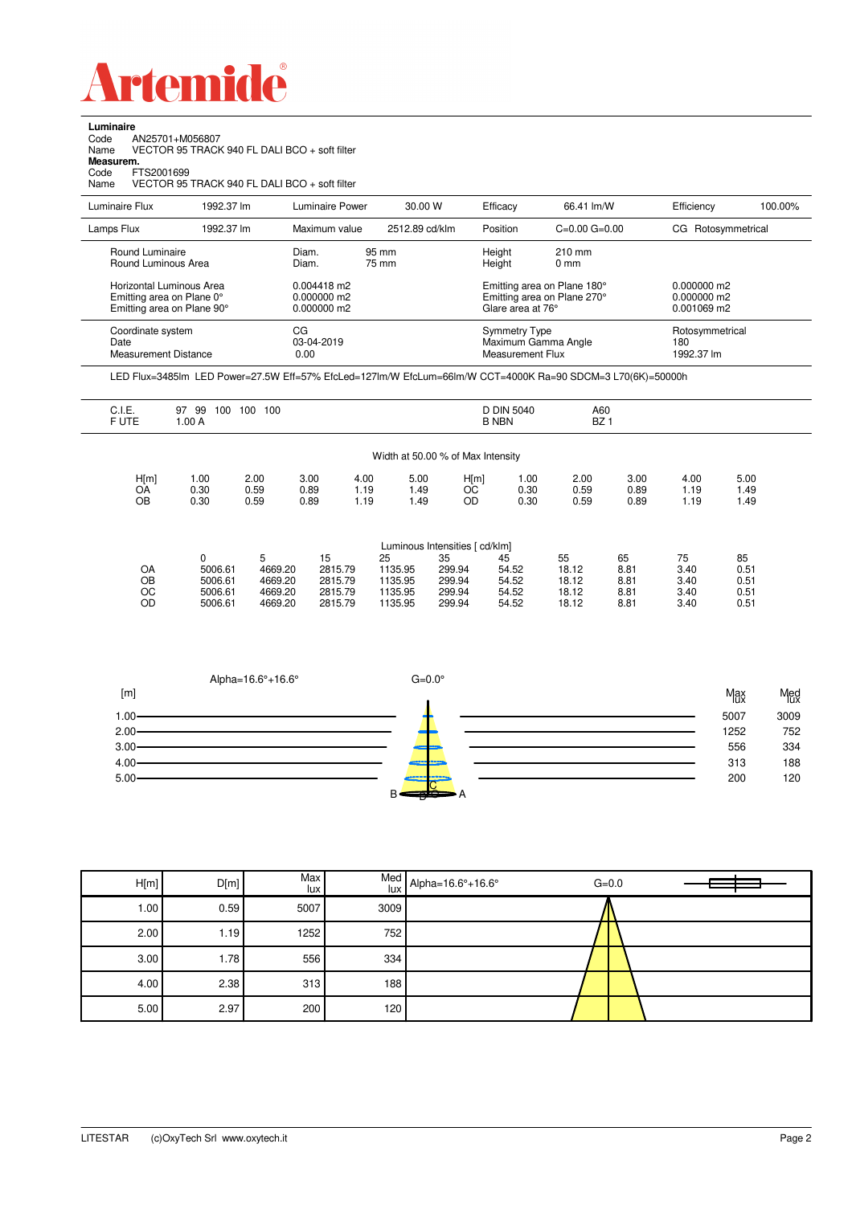Artemide

**Luminaire**
Code AN25701+M056807
Name VECTOR 95 TRACK 940 FL DALI BCO + soft filter
**Measurem.**
Code FTS2001699
Name VECTOR 95 TRACK 940 FL DALI BCO + soft filter

| | | | | | | | |
|---|---|---|---|---|---|---|---|
| Luminaire Flux | 1992.37 lm | Luminaire Power | 30.00 W | Efficacy | 66.41 lm/W | Efficiency | 100.00% |
| Lamps Flux | 1992.37 lm | Maximum value | 2512.89 cd/klm | Position | C=0.00 G=0.00 | CG | Rotosymmetrical |

| | | | | | |
|---|---|---|---|---|---|
| Round Luminaire | Diam. | 95 mm | Height | 210 mm | |
| Round Luminous Area | Diam. | 75 mm | Height | 0 mm | |
| Horizontal Luminous Area | 0.004418 m2 | | Emitting area on Plane 180° | | 0.000000 m2 |
| Emitting area on Plane 0° | 0.000000 m2 | | Emitting area on Plane 270° | | 0.000000 m2 |
| Emitting area on Plane 90° | 0.000000 m2 | | Glare area at 76° | | 0.001069 m2 |
| Coordinate system | CG | | Symmetry Type | | Rotosymmetrical |
| Date | 03-04-2019 | | Maximum Gamma Angle | | 180 |
| Measurement Distance | 0.00 | | Measurement Flux | | 1992.37 lm |

LED Flux=3485lm LED Power=27.5W Eff=57% EfcLed=127lm/W EfcLum=66lm/W CCT=4000K Ra=90 SDCM=3 L70(6K)=50000h

| | | | |
|---|---|---|---|
| C.I.E. | 97 99 100 100 100 | D DIN 5040 | A60 |
| F UTE | 1.00 A | B NBN | BZ 1 |

Width at 50.00 % of Max Intensity

| H[m] | 1.00 | 2.00 | 3.00 | 4.00 | 5.00 | H[m] | 1.00 | 2.00 | 3.00 | 4.00 | 5.00 |
|---|---|---|---|---|---|---|---|---|---|---|---|
| OA | 0.30 | 0.59 | 0.89 | 1.19 | 1.49 | OC | 0.30 | 0.59 | 0.89 | 1.19 | 1.49 |
| OB | 0.30 | 0.59 | 0.89 | 1.19 | 1.49 | OD | 0.30 | 0.59 | 0.89 | 1.19 | 1.49 |

Luminous Intensities [ cd/klm]

| | 0 | 5 | 15 | 25 | 35 | 45 | 55 | 65 | 75 | 85 |
|---|---|---|---|---|---|---|---|---|---|---|
| OA | 5006.61 | 4669.20 | 2815.79 | 1135.95 | 299.94 | 54.52 | 18.12 | 8.81 | 3.40 | 0.51 |
| OB | 5006.61 | 4669.20 | 2815.79 | 1135.95 | 299.94 | 54.52 | 18.12 | 8.81 | 3.40 | 0.51 |
| OC | 5006.61 | 4669.20 | 2815.79 | 1135.95 | 299.94 | 54.52 | 18.12 | 8.81 | 3.40 | 0.51 |
| OD | 5006.61 | 4669.20 | 2815.79 | 1135.95 | 299.94 | 54.52 | 18.12 | 8.81 | 3.40 | 0.51 |

Alpha=16.6°+16.6°
G=0.0°
[m]
1.00
2.00
3.00
4.00
5.00
Max lux
5007
1252
556
313
200
Med lux
3009
752
334
188
120
B C D A

| H[m] | D[m] | Max lux | Med lux | Alpha=16.6°+16.6° G=0.0 |
|---|---|---|---|---|
| 1.00 | 0.59 | 5007 | 3009 | |
| 2.00 | 1.19 | 1252 | 752 | |
| 3.00 | 1.78 | 556 | 334 | |
| 4.00 | 2.38 | 313 | 188 | |
| 5.00 | 2.97 | 200 | 120 | |

LITESTAR (c)OxyTech Srl www.oxytech.it